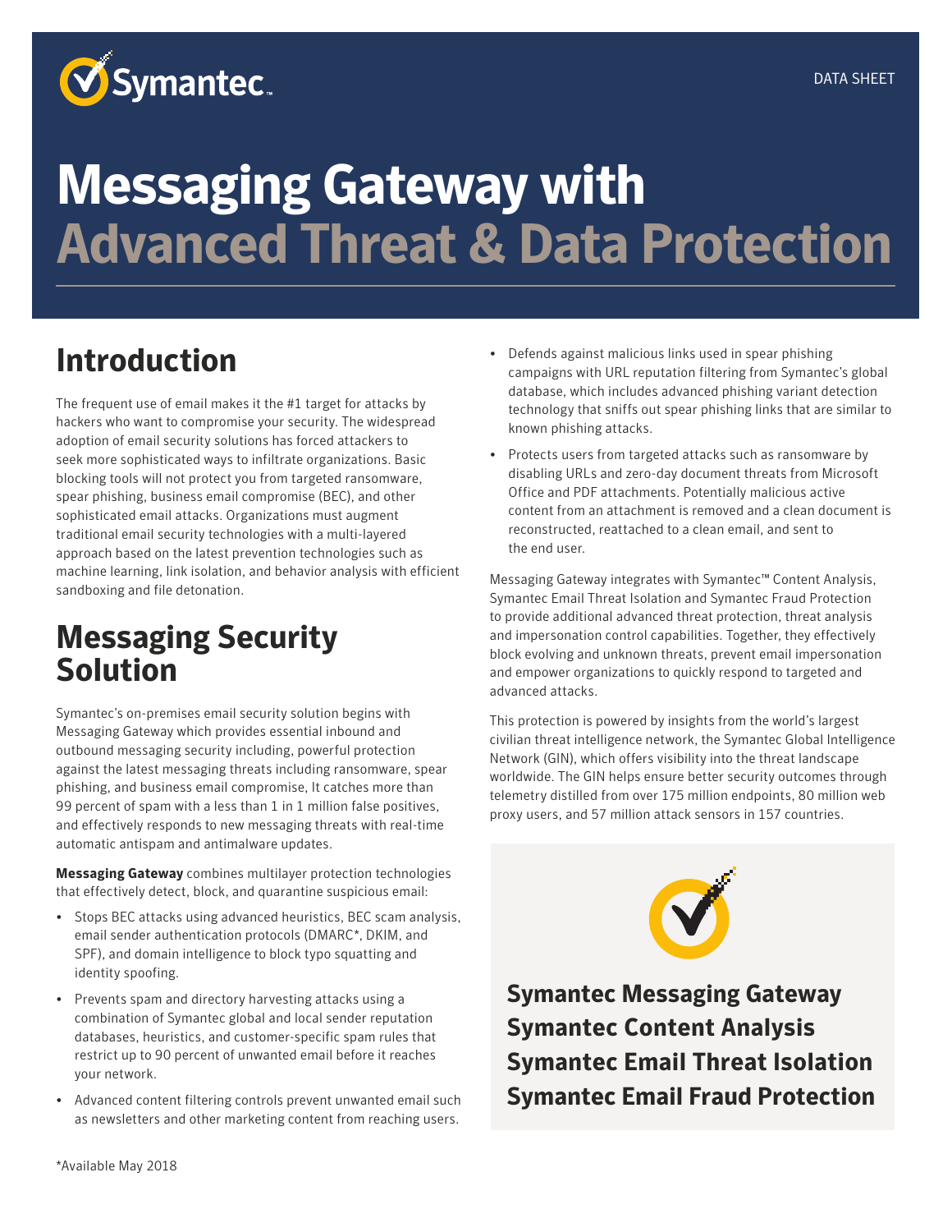Symantec

DATA SHEET

# Messaging Gateway with Advanced Threat & Data Protection

## Introduction

The frequent use of email makes it the #1 target for attacks by hackers who want to compromise your security. The widespread adoption of email security solutions has forced attackers to seek more sophisticated ways to infiltrate organizations. Basic blocking tools will not protect you from targeted ransomware, spear phishing, business email compromise (BEC), and other sophisticated email attacks. Organizations must augment traditional email security technologies with a multi-layered approach based on the latest prevention technologies such as machine learning, link isolation, and behavior analysis with efficient sandboxing and file detonation.

## Messaging Security Solution

Symantec's on-premises email security solution begins with Messaging Gateway which provides essential inbound and outbound messaging security including, powerful protection against the latest messaging threats including ransomware, spear phishing, and business email compromise, It catches more than 99 percent of spam with a less than 1 in 1 million false positives, and effectively responds to new messaging threats with real-time automatic antispam and antimalware updates.

**Messaging Gateway** combines multilayer protection technologies that effectively detect, block, and quarantine suspicious email:

- Stops BEC attacks using advanced heuristics, BEC scam analysis, email sender authentication protocols (DMARC*, DKIM, and SPF), and domain intelligence to block typo squatting and identity spoofing.
- Prevents spam and directory harvesting attacks using a combination of Symantec global and local sender reputation databases, heuristics, and customer-specific spam rules that restrict up to 90 percent of unwanted email before it reaches your network.
- Advanced content filtering controls prevent unwanted email such as newsletters and other marketing content from reaching users.
- Defends against malicious links used in spear phishing campaigns with URL reputation filtering from Symantec's global database, which includes advanced phishing variant detection technology that sniffs out spear phishing links that are similar to known phishing attacks.
- Protects users from targeted attacks such as ransomware by disabling URLs and zero-day document threats from Microsoft Office and PDF attachments. Potentially malicious active content from an attachment is removed and a clean document is reconstructed, reattached to a clean email, and sent to the end user.

Messaging Gateway integrates with Symantec™ Content Analysis, Symantec Email Threat Isolation and Symantec Fraud Protection to provide additional advanced threat protection, threat analysis and impersonation control capabilities. Together, they effectively block evolving and unknown threats, prevent email impersonation and empower organizations to quickly respond to targeted and advanced attacks.

This protection is powered by insights from the world's largest civilian threat intelligence network, the Symantec Global Intelligence Network (GIN), which offers visibility into the threat landscape worldwide. The GIN helps ensure better security outcomes through telemetry distilled from over 175 million endpoints, 80 million web proxy users, and 57 million attack sensors in 157 countries.

**Symantec Messaging Gateway**
**Symantec Content Analysis**
**Symantec Email Threat Isolation**
**Symantec Email Fraud Protection**

*Available May 2018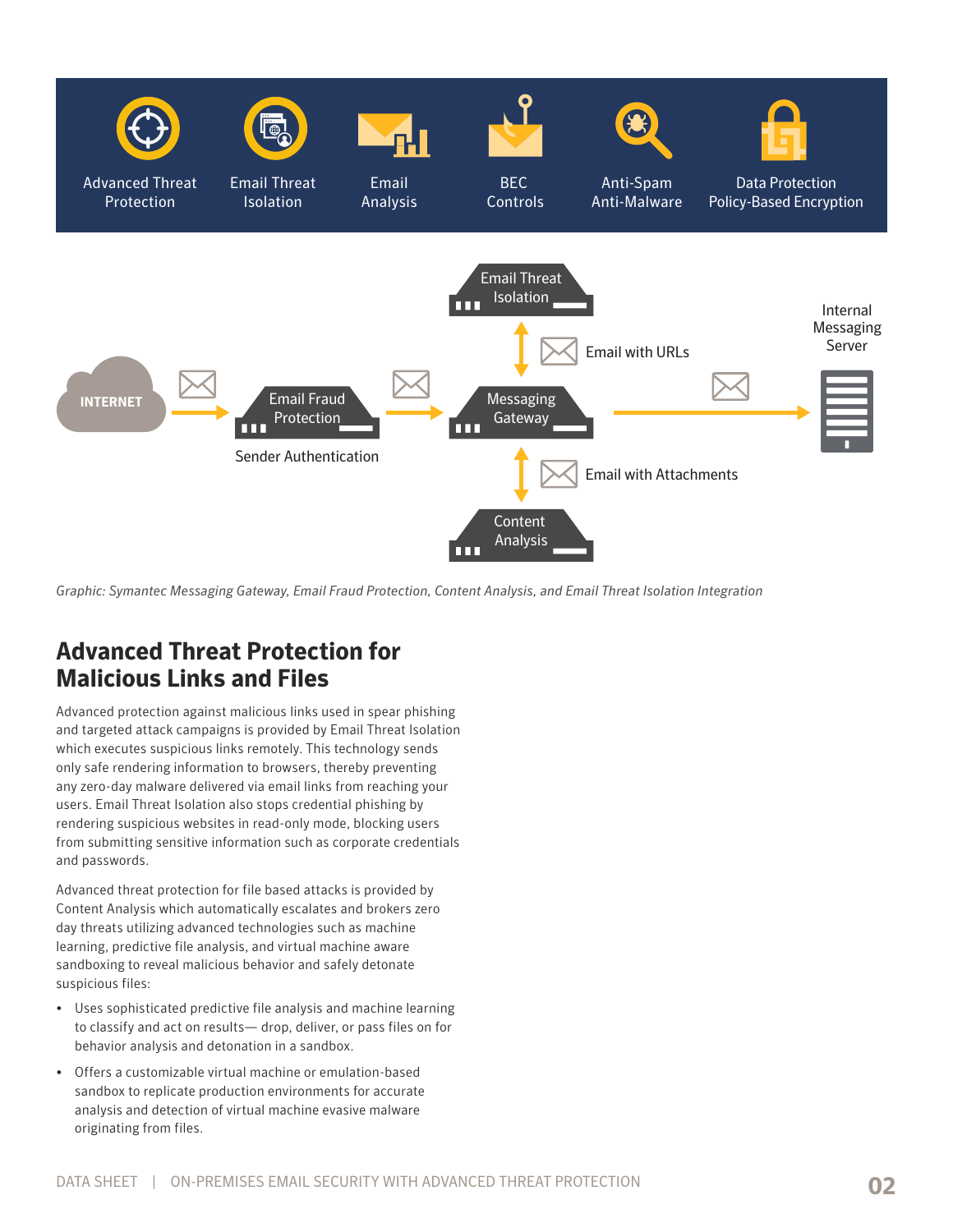Advanced Threat Protection | Email Threat Isolation | Email Analysis | BEC Controls | Anti-Spam Anti-Malware | Data Protection Policy-Based Encryption

INTERNET → Email Fraud Protection (Sender Authentication) → Messaging Gateway → Internal Messaging Server

Messaging Gateway ↔ Email Threat Isolation: Email with URLs

Messaging Gateway ↔ Content Analysis: Email with Attachments

*Graphic: Symantec Messaging Gateway, Email Fraud Protection, Content Analysis, and Email Threat Isolation Integration*

## Advanced Threat Protection for Malicious Links and Files

Advanced protection against malicious links used in spear phishing and targeted attack campaigns is provided by Email Threat Isolation which executes suspicious links remotely. This technology sends only safe rendering information to browsers, thereby preventing any zero-day malware delivered via email links from reaching your users. Email Threat Isolation also stops credential phishing by rendering suspicious websites in read-only mode, blocking users from submitting sensitive information such as corporate credentials and passwords.

Advanced threat protection for file based attacks is provided by Content Analysis which automatically escalates and brokers zero day threats utilizing advanced technologies such as machine learning, predictive file analysis, and virtual machine aware sandboxing to reveal malicious behavior and safely detonate suspicious files:

- Uses sophisticated predictive file analysis and machine learning to classify and act on results— drop, deliver, or pass files on for behavior analysis and detonation in a sandbox.
- Offers a customizable virtual machine or emulation-based sandbox to replicate production environments for accurate analysis and detection of virtual machine evasive malware originating from files.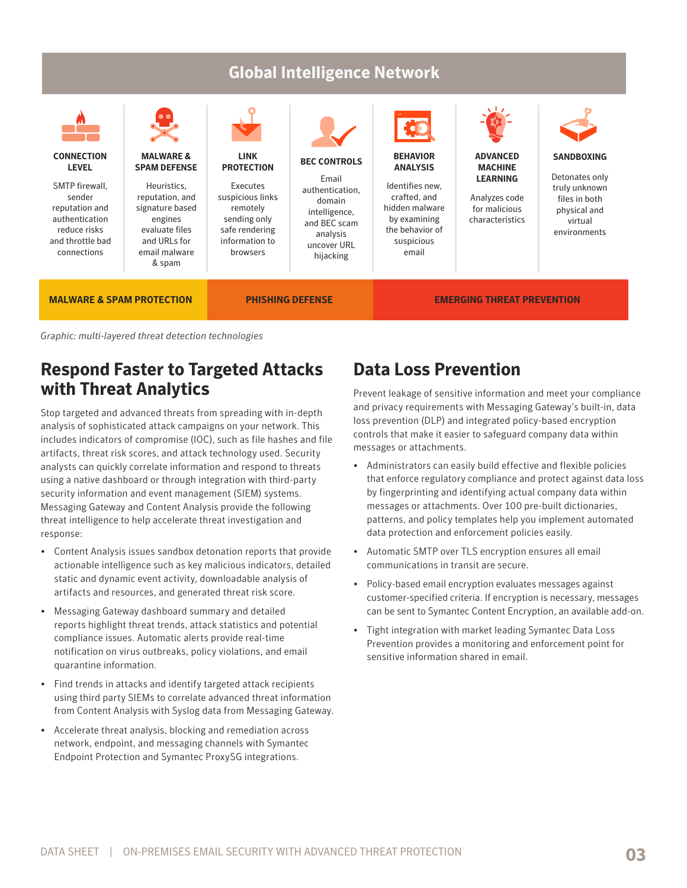## Global Intelligence Network

| CONNECTION LEVEL | MALWARE & SPAM DEFENSE | LINK PROTECTION | BEC CONTROLS | BEHAVIOR ANALYSIS | ADVANCED MACHINE LEARNING | SANDBOXING |
|---|---|---|---|---|---|---|
| SMTP firewall, sender reputation and authentication reduce risks and throttle bad connections | Heuristics, reputation, and signature based engines evaluate files and URLs for email malware & spam | Executes suspicious links remotely sending only safe rendering information to browsers | Email authentication, domain intelligence, and BEC scam analysis uncover URL hijacking | Identifies new, crafted, and hidden malware by examining the behavior of suspicious email | Analyzes code for malicious characteristics | Detonates only truly unknown files in both physical and virtual environments |

**MALWARE & SPAM PROTECTION** | **PHISHING DEFENSE** | **EMERGING THREAT PREVENTION**

*Graphic: multi-layered threat detection technologies*

## Respond Faster to Targeted Attacks with Threat Analytics

Stop targeted and advanced threats from spreading with in-depth analysis of sophisticated attack campaigns on your network. This includes indicators of compromise (IOC), such as file hashes and file artifacts, threat risk scores, and attack technology used. Security analysts can quickly correlate information and respond to threats using a native dashboard or through integration with third-party security information and event management (SIEM) systems. Messaging Gateway and Content Analysis provide the following threat intelligence to help accelerate threat investigation and response:

- Content Analysis issues sandbox detonation reports that provide actionable intelligence such as key malicious indicators, detailed static and dynamic event activity, downloadable analysis of artifacts and resources, and generated threat risk score.
- Messaging Gateway dashboard summary and detailed reports highlight threat trends, attack statistics and potential compliance issues. Automatic alerts provide real-time notification on virus outbreaks, policy violations, and email quarantine information.
- Find trends in attacks and identify targeted attack recipients using third party SIEMs to correlate advanced threat information from Content Analysis with Syslog data from Messaging Gateway.
- Accelerate threat analysis, blocking and remediation across network, endpoint, and messaging channels with Symantec Endpoint Protection and Symantec ProxySG integrations.

## Data Loss Prevention

Prevent leakage of sensitive information and meet your compliance and privacy requirements with Messaging Gateway's built-in, data loss prevention (DLP) and integrated policy-based encryption controls that make it easier to safeguard company data within messages or attachments.

- Administrators can easily build effective and flexible policies that enforce regulatory compliance and protect against data loss by fingerprinting and identifying actual company data within messages or attachments. Over 100 pre-built dictionaries, patterns, and policy templates help you implement automated data protection and enforcement policies easily.
- Automatic SMTP over TLS encryption ensures all email communications in transit are secure.
- Policy-based email encryption evaluates messages against customer-specified criteria. If encryption is necessary, messages can be sent to Symantec Content Encryption, an available add-on.
- Tight integration with market leading Symantec Data Loss Prevention provides a monitoring and enforcement point for sensitive information shared in email.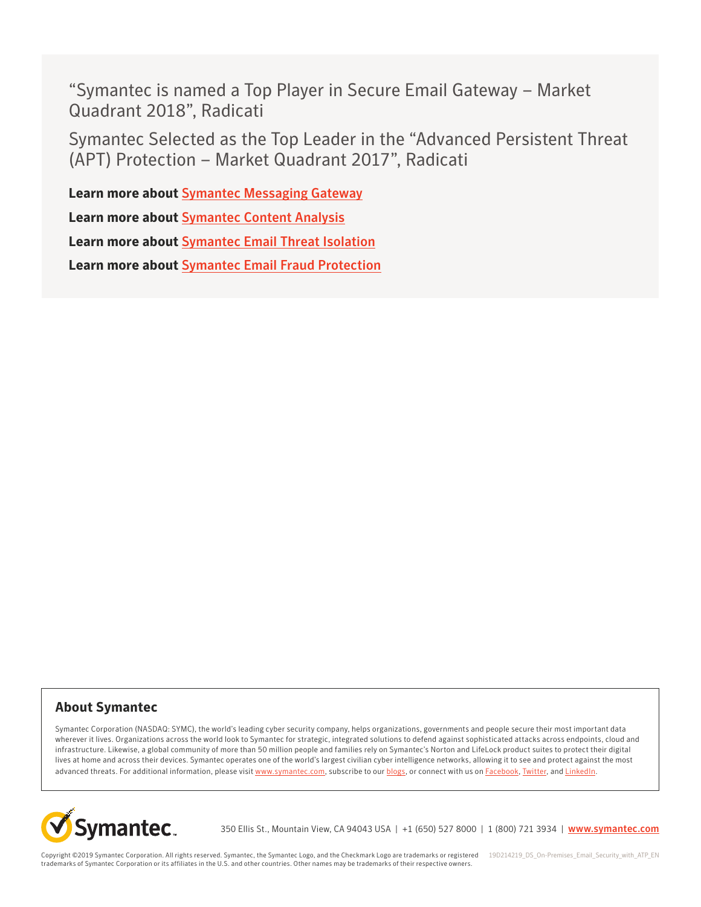"Symantec is named a Top Player in Secure Email Gateway – Market Quadrant 2018", Radicati

Symantec Selected as the Top Leader in the "Advanced Persistent Threat (APT) Protection – Market Quadrant 2017", Radicati

**Learn more about** Symantec Messaging Gateway

**Learn more about** Symantec Content Analysis

**Learn more about** Symantec Email Threat Isolation

**Learn more about** Symantec Email Fraud Protection

## About Symantec

Symantec Corporation (NASDAQ: SYMC), the world's leading cyber security company, helps organizations, governments and people secure their most important data wherever it lives. Organizations across the world look to Symantec for strategic, integrated solutions to defend against sophisticated attacks across endpoints, cloud and infrastructure. Likewise, a global community of more than 50 million people and families rely on Symantec's Norton and LifeLock product suites to protect their digital lives at home and across their devices. Symantec operates one of the world's largest civilian cyber intelligence networks, allowing it to see and protect against the most advanced threats. For additional information, please visit www.symantec.com, subscribe to our blogs, or connect with us on Facebook, Twitter, and LinkedIn.

Symantec

350 Ellis St., Mountain View, CA 94043 USA | +1 (650) 527 8000 | 1 (800) 721 3934 | **www.symantec.com**

Copyright ©2019 Symantec Corporation. All rights reserved. Symantec, the Symantec Logo, and the Checkmark Logo are trademarks or registered trademarks of Symantec Corporation or its affiliates in the U.S. and other countries. Other names may be trademarks of their respective owners.

19D214219_DS_On-Premises_Email_Security_with_ATP_EN